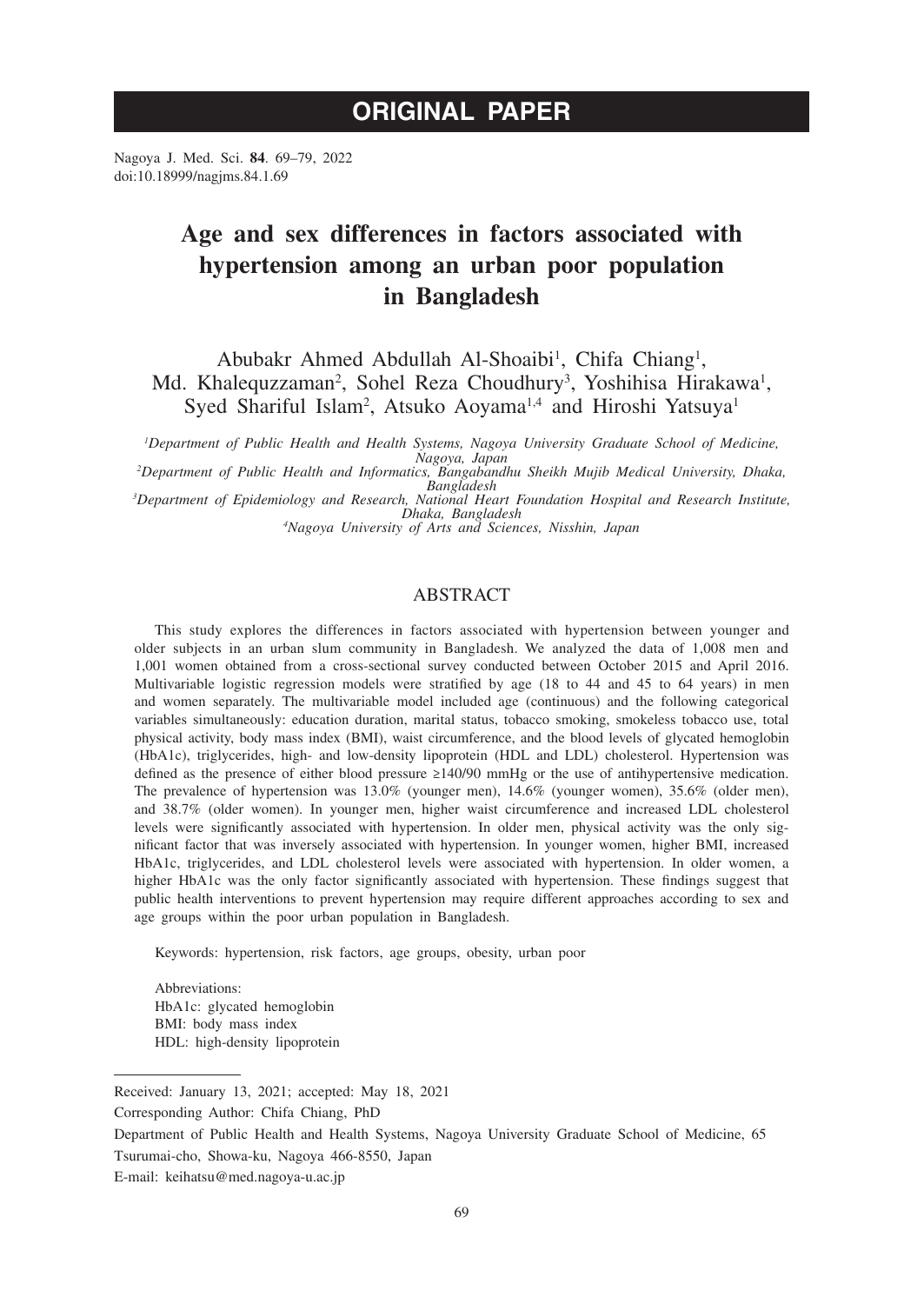# ORIGINAL PAPER

Nagoya J. Med. Sci. **84**. 69–79, 2022
doi:10.18999/nagjms.84.1.69

# Age and sex differences in factors associated with hypertension among an urban poor population in Bangladesh

Abubakr Ahmed Abdullah Al-Shoaibi[1], Chifa Chiang[1], Md. Khalequzzaman[2], Sohel Reza Choudhury[3], Yoshihisa Hirakawa[1], Syed Shariful Islam[2], Atsuko Aoyama[1,4] and Hiroshi Yatsuya[1]

[1]*Department of Public Health and Health Systems, Nagoya University Graduate School of Medicine, Nagoya, Japan*
[2]*Department of Public Health and Informatics, Bangabandhu Sheikh Mujib Medical University, Dhaka, Bangladesh*
[3]*Department of Epidemiology and Research, National Heart Foundation Hospital and Research Institute, Dhaka, Bangladesh*
[4]*Nagoya University of Arts and Sciences, Nisshin, Japan*

## ABSTRACT

This study explores the differences in factors associated with hypertension between younger and older subjects in an urban slum community in Bangladesh. We analyzed the data of 1,008 men and 1,001 women obtained from a cross-sectional survey conducted between October 2015 and April 2016. Multivariable logistic regression models were stratified by age (18 to 44 and 45 to 64 years) in men and women separately. The multivariable model included age (continuous) and the following categorical variables simultaneously: education duration, marital status, tobacco smoking, smokeless tobacco use, total physical activity, body mass index (BMI), waist circumference, and the blood levels of glycated hemoglobin (HbA1c), triglycerides, high- and low-density lipoprotein (HDL and LDL) cholesterol. Hypertension was defined as the presence of either blood pressure ≥140/90 mmHg or the use of antihypertensive medication. The prevalence of hypertension was 13.0% (younger men), 14.6% (younger women), 35.6% (older men), and 38.7% (older women). In younger men, higher waist circumference and increased LDL cholesterol levels were significantly associated with hypertension. In older men, physical activity was the only significant factor that was inversely associated with hypertension. In younger women, higher BMI, increased HbA1c, triglycerides, and LDL cholesterol levels were associated with hypertension. In older women, a higher HbA1c was the only factor significantly associated with hypertension. These findings suggest that public health interventions to prevent hypertension may require different approaches according to sex and age groups within the poor urban population in Bangladesh.

Keywords: hypertension, risk factors, age groups, obesity, urban poor

Abbreviations:
HbA1c: glycated hemoglobin
BMI: body mass index
HDL: high-density lipoprotein

---

Received: January 13, 2021; accepted: May 18, 2021

Corresponding Author: Chifa Chiang, PhD

Department of Public Health and Health Systems, Nagoya University Graduate School of Medicine, 65 Tsurumai-cho, Showa-ku, Nagoya 466-8550, Japan

E-mail: keihatsu@med.nagoya-u.ac.jp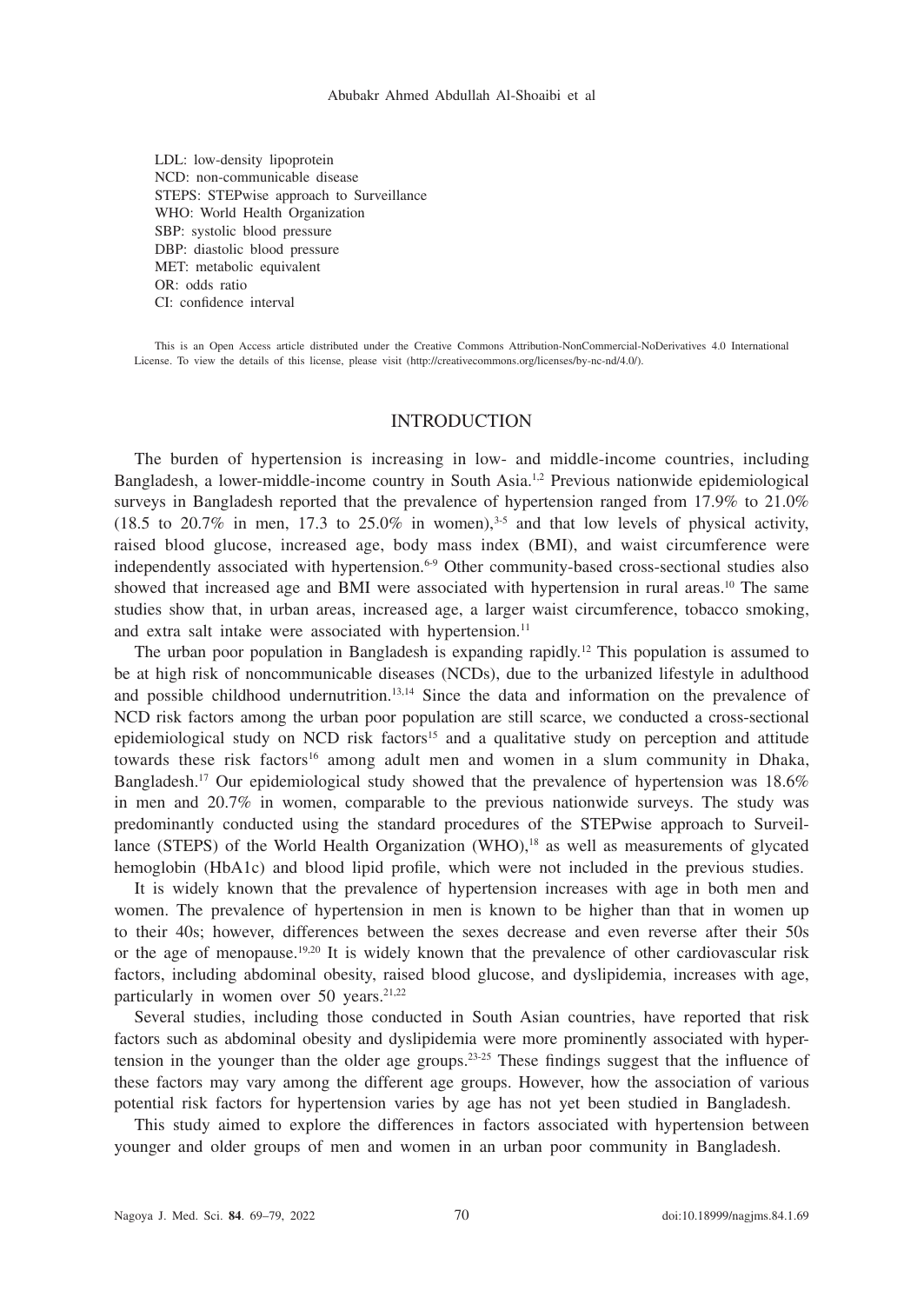LDL: low-density lipoprotein
NCD: non-communicable disease
STEPS: STEPwise approach to Surveillance
WHO: World Health Organization
SBP: systolic blood pressure
DBP: diastolic blood pressure
MET: metabolic equivalent
OR: odds ratio
CI: confidence interval

This is an Open Access article distributed under the Creative Commons Attribution-NonCommercial-NoDerivatives 4.0 International License. To view the details of this license, please visit (http://creativecommons.org/licenses/by-nc-nd/4.0/).

## INTRODUCTION

The burden of hypertension is increasing in low- and middle-income countries, including Bangladesh, a lower-middle-income country in South Asia.[1,2] Previous nationwide epidemiological surveys in Bangladesh reported that the prevalence of hypertension ranged from 17.9% to 21.0% (18.5 to 20.7% in men, 17.3 to 25.0% in women),[3-5] and that low levels of physical activity, raised blood glucose, increased age, body mass index (BMI), and waist circumference were independently associated with hypertension.[6-9] Other community-based cross-sectional studies also showed that increased age and BMI were associated with hypertension in rural areas.[10] The same studies show that, in urban areas, increased age, a larger waist circumference, tobacco smoking, and extra salt intake were associated with hypertension.[11]

The urban poor population in Bangladesh is expanding rapidly.[12] This population is assumed to be at high risk of noncommunicable diseases (NCDs), due to the urbanized lifestyle in adulthood and possible childhood undernutrition.[13,14] Since the data and information on the prevalence of NCD risk factors among the urban poor population are still scarce, we conducted a cross-sectional epidemiological study on NCD risk factors[15] and a qualitative study on perception and attitude towards these risk factors[16] among adult men and women in a slum community in Dhaka, Bangladesh.[17] Our epidemiological study showed that the prevalence of hypertension was 18.6% in men and 20.7% in women, comparable to the previous nationwide surveys. The study was predominantly conducted using the standard procedures of the STEPwise approach to Surveillance (STEPS) of the World Health Organization (WHO),[18] as well as measurements of glycated hemoglobin (HbA1c) and blood lipid profile, which were not included in the previous studies.

It is widely known that the prevalence of hypertension increases with age in both men and women. The prevalence of hypertension in men is known to be higher than that in women up to their 40s; however, differences between the sexes decrease and even reverse after their 50s or the age of menopause.[19,20] It is widely known that the prevalence of other cardiovascular risk factors, including abdominal obesity, raised blood glucose, and dyslipidemia, increases with age, particularly in women over 50 years.[21,22]

Several studies, including those conducted in South Asian countries, have reported that risk factors such as abdominal obesity and dyslipidemia were more prominently associated with hypertension in the younger than the older age groups.[23-25] These findings suggest that the influence of these factors may vary among the different age groups. However, how the association of various potential risk factors for hypertension varies by age has not yet been studied in Bangladesh.

This study aimed to explore the differences in factors associated with hypertension between younger and older groups of men and women in an urban poor community in Bangladesh.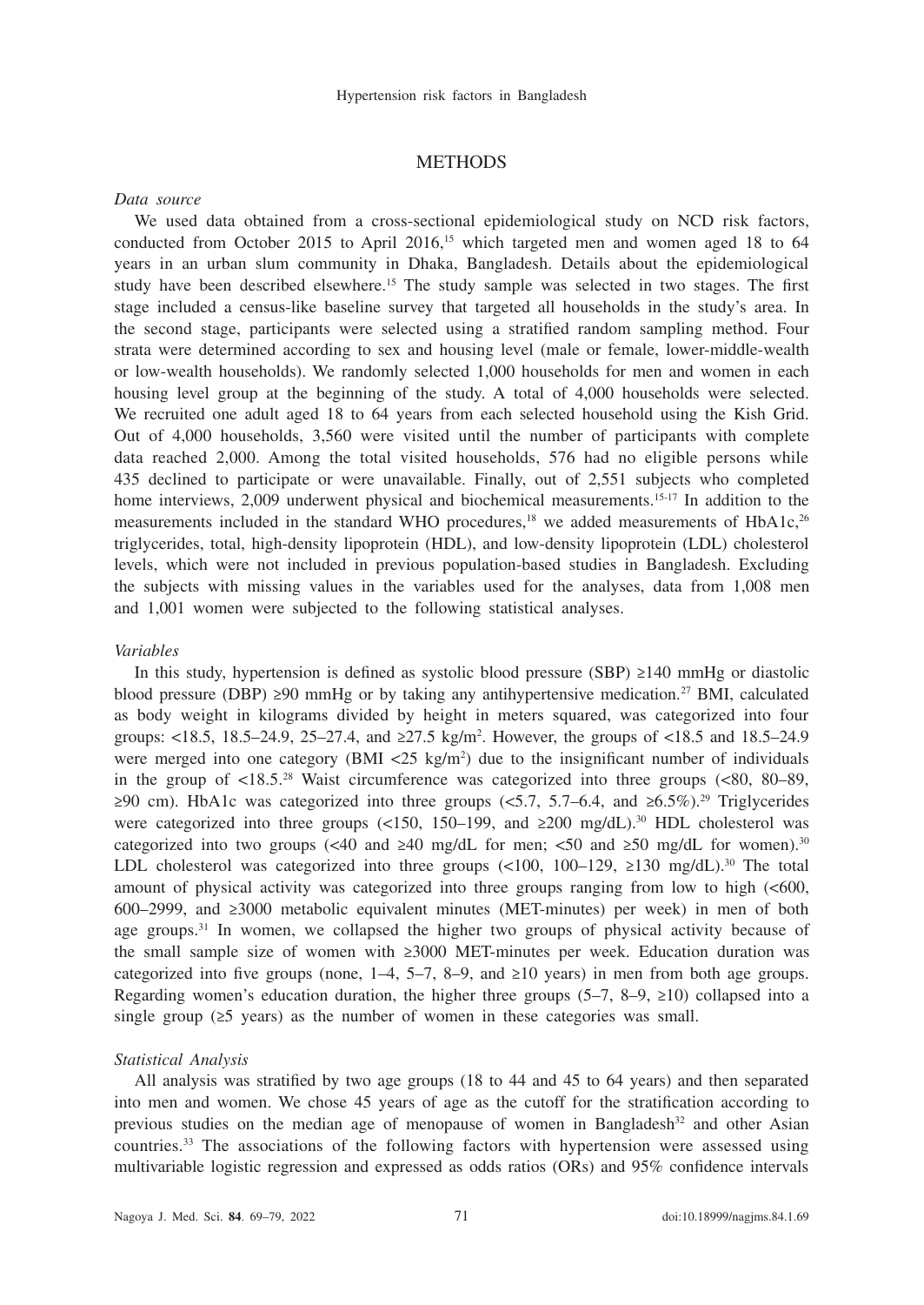## METHODS

*Data source*

We used data obtained from a cross-sectional epidemiological study on NCD risk factors, conducted from October 2015 to April 2016,[15] which targeted men and women aged 18 to 64 years in an urban slum community in Dhaka, Bangladesh. Details about the epidemiological study have been described elsewhere.[15] The study sample was selected in two stages. The first stage included a census-like baseline survey that targeted all households in the study's area. In the second stage, participants were selected using a stratified random sampling method. Four strata were determined according to sex and housing level (male or female, lower-middle-wealth or low-wealth households). We randomly selected 1,000 households for men and women in each housing level group at the beginning of the study. A total of 4,000 households were selected. We recruited one adult aged 18 to 64 years from each selected household using the Kish Grid. Out of 4,000 households, 3,560 were visited until the number of participants with complete data reached 2,000. Among the total visited households, 576 had no eligible persons while 435 declined to participate or were unavailable. Finally, out of 2,551 subjects who completed home interviews, 2,009 underwent physical and biochemical measurements.[15-17] In addition to the measurements included in the standard WHO procedures,[18] we added measurements of HbA1c,[26] triglycerides, total, high-density lipoprotein (HDL), and low-density lipoprotein (LDL) cholesterol levels, which were not included in previous population-based studies in Bangladesh. Excluding the subjects with missing values in the variables used for the analyses, data from 1,008 men and 1,001 women were subjected to the following statistical analyses.

*Variables*

In this study, hypertension is defined as systolic blood pressure (SBP) ≥140 mmHg or diastolic blood pressure (DBP) ≥90 mmHg or by taking any antihypertensive medication.[27] BMI, calculated as body weight in kilograms divided by height in meters squared, was categorized into four groups: <18.5, 18.5–24.9, 25–27.4, and ≥27.5 kg/m$^2$. However, the groups of <18.5 and 18.5–24.9 were merged into one category (BMI <25 kg/m$^2$) due to the insignificant number of individuals in the group of <18.5.[28] Waist circumference was categorized into three groups (<80, 80–89, ≥90 cm). HbA1c was categorized into three groups (<5.7, 5.7–6.4, and ≥6.5%).[29] Triglycerides were categorized into three groups (<150, 150–199, and ≥200 mg/dL).[30] HDL cholesterol was categorized into two groups (<40 and ≥40 mg/dL for men; <50 and ≥50 mg/dL for women).[30] LDL cholesterol was categorized into three groups (<100, 100–129, ≥130 mg/dL).[30] The total amount of physical activity was categorized into three groups ranging from low to high (<600, 600–2999, and ≥3000 metabolic equivalent minutes (MET-minutes) per week) in men of both age groups.[31] In women, we collapsed the higher two groups of physical activity because of the small sample size of women with ≥3000 MET-minutes per week. Education duration was categorized into five groups (none, 1–4, 5–7, 8–9, and ≥10 years) in men from both age groups. Regarding women's education duration, the higher three groups (5–7, 8–9, ≥10) collapsed into a single group (≥5 years) as the number of women in these categories was small.

*Statistical Analysis*

All analysis was stratified by two age groups (18 to 44 and 45 to 64 years) and then separated into men and women. We chose 45 years of age as the cutoff for the stratification according to previous studies on the median age of menopause of women in Bangladesh[32] and other Asian countries.[33] The associations of the following factors with hypertension were assessed using multivariable logistic regression and expressed as odds ratios (ORs) and 95% confidence intervals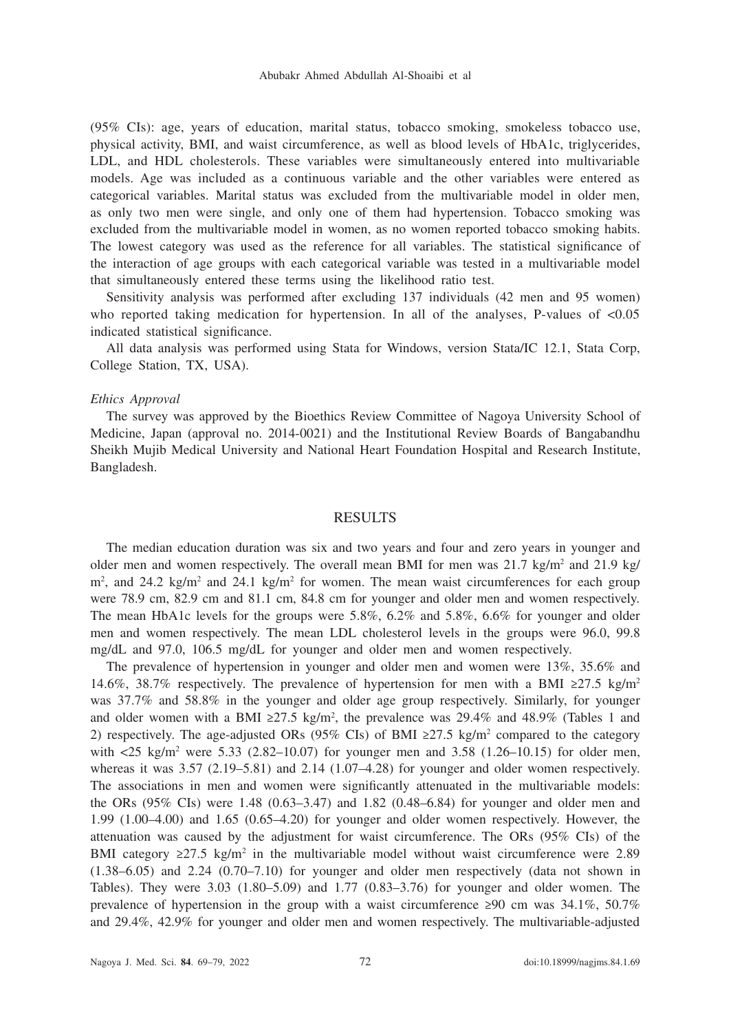(95% CIs): age, years of education, marital status, tobacco smoking, smokeless tobacco use, physical activity, BMI, and waist circumference, as well as blood levels of HbA1c, triglycerides, LDL, and HDL cholesterols. These variables were simultaneously entered into multivariable models. Age was included as a continuous variable and the other variables were entered as categorical variables. Marital status was excluded from the multivariable model in older men, as only two men were single, and only one of them had hypertension. Tobacco smoking was excluded from the multivariable model in women, as no women reported tobacco smoking habits. The lowest category was used as the reference for all variables. The statistical significance of the interaction of age groups with each categorical variable was tested in a multivariable model that simultaneously entered these terms using the likelihood ratio test.

Sensitivity analysis was performed after excluding 137 individuals (42 men and 95 women) who reported taking medication for hypertension. In all of the analyses, P-values of <0.05 indicated statistical significance.

All data analysis was performed using Stata for Windows, version Stata/IC 12.1, Stata Corp, College Station, TX, USA).

*Ethics Approval*

The survey was approved by the Bioethics Review Committee of Nagoya University School of Medicine, Japan (approval no. 2014-0021) and the Institutional Review Boards of Bangabandhu Sheikh Mujib Medical University and National Heart Foundation Hospital and Research Institute, Bangladesh.

## RESULTS

The median education duration was six and two years and four and zero years in younger and older men and women respectively. The overall mean BMI for men was 21.7 kg/m$^2$ and 21.9 kg/m$^2$, and 24.2 kg/m$^2$ and 24.1 kg/m$^2$ for women. The mean waist circumferences for each group were 78.9 cm, 82.9 cm and 81.1 cm, 84.8 cm for younger and older men and women respectively. The mean HbA1c levels for the groups were 5.8%, 6.2% and 5.8%, 6.6% for younger and older men and women respectively. The mean LDL cholesterol levels in the groups were 96.0, 99.8 mg/dL and 97.0, 106.5 mg/dL for younger and older men and women respectively.

The prevalence of hypertension in younger and older men and women were 13%, 35.6% and 14.6%, 38.7% respectively. The prevalence of hypertension for men with a BMI ≥27.5 kg/m$^2$ was 37.7% and 58.8% in the younger and older age group respectively. Similarly, for younger and older women with a BMI ≥27.5 kg/m$^2$, the prevalence was 29.4% and 48.9% (Tables 1 and 2) respectively. The age-adjusted ORs (95% CIs) of BMI ≥27.5 kg/m$^2$ compared to the category with <25 kg/m$^2$ were 5.33 (2.82–10.07) for younger men and 3.58 (1.26–10.15) for older men, whereas it was 3.57 (2.19–5.81) and 2.14 (1.07–4.28) for younger and older women respectively. The associations in men and women were significantly attenuated in the multivariable models: the ORs (95% CIs) were 1.48 (0.63–3.47) and 1.82 (0.48–6.84) for younger and older men and 1.99 (1.00–4.00) and 1.65 (0.65–4.20) for younger and older women respectively. However, the attenuation was caused by the adjustment for waist circumference. The ORs (95% CIs) of the BMI category ≥27.5 kg/m$^2$ in the multivariable model without waist circumference were 2.89 (1.38–6.05) and 2.24 (0.70–7.10) for younger and older men respectively (data not shown in Tables). They were 3.03 (1.80–5.09) and 1.77 (0.83–3.76) for younger and older women. The prevalence of hypertension in the group with a waist circumference ≥90 cm was 34.1%, 50.7% and 29.4%, 42.9% for younger and older men and women respectively. The multivariable-adjusted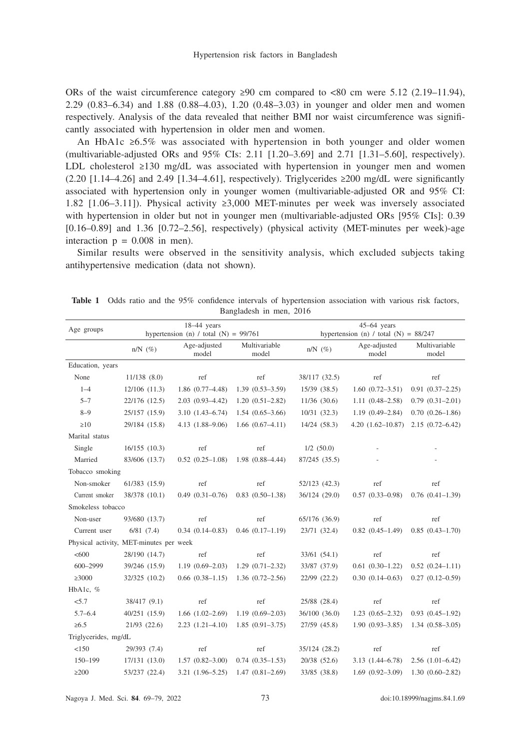ORs of the waist circumference category ≥90 cm compared to <80 cm were 5.12 (2.19–11.94), 2.29 (0.83–6.34) and 1.88 (0.88–4.03), 1.20 (0.48–3.03) in younger and older men and women respectively. Analysis of the data revealed that neither BMI nor waist circumference was significantly associated with hypertension in older men and women.

An HbA1c ≥6.5% was associated with hypertension in both younger and older women (multivariable-adjusted ORs and 95% CIs: 2.11 [1.20–3.69] and 2.71 [1.31–5.60], respectively). LDL cholesterol ≥130 mg/dL was associated with hypertension in younger men and women (2.20 [1.14–4.26] and 2.49 [1.34–4.61], respectively). Triglycerides ≥200 mg/dL were significantly associated with hypertension only in younger women (multivariable-adjusted OR and 95% CI: 1.82 [1.06–3.11]). Physical activity ≥3,000 MET-minutes per week was inversely associated with hypertension in older but not in younger men (multivariable-adjusted ORs [95% CIs]: 0.39 [0.16–0.89] and 1.36 [0.72–2.56], respectively) (physical activity (MET-minutes per week)-age interaction $p = 0.008$ in men).

Similar results were observed in the sensitivity analysis, which excluded subjects taking antihypertensive medication (data not shown).

**Table 1** Odds ratio and the 95% confidence intervals of hypertension association with various risk factors, Bangladesh in men, 2016

| Age groups | 18–44 years hypertension (n) / total (N) = 99/761 | | | 45–64 years hypertension (n) / total (N) = 88/247 | | |
|---|---|---|---|---|---|---|
| | n/N (%) | Age-adjusted model | Multivariable model | n/N (%) | Age-adjusted model | Multivariable model |
| Education, years | | | | | | |
| None | 11/138 (8.0) | ref | ref | 38/117 (32.5) | ref | ref |
| 1–4 | 12/106 (11.3) | 1.86 (0.77–4.48) | 1.39 (0.53–3.59) | 15/39 (38.5) | 1.60 (0.72–3.51) | 0.91 (0.37–2.25) |
| 5–7 | 22/176 (12.5) | 2.03 (0.93–4.42) | 1.20 (0.51–2.82) | 11/36 (30.6) | 1.11 (0.48–2.58) | 0.79 (0.31–2.01) |
| 8–9 | 25/157 (15.9) | 3.10 (1.43–6.74) | 1.54 (0.65–3.66) | 10/31 (32.3) | 1.19 (0.49–2.84) | 0.70 (0.26–1.86) |
| ≥10 | 29/184 (15.8) | 4.13 (1.88–9.06) | 1.66 (0.67–4.11) | 14/24 (58.3) | 4.20 (1.62–10.87) | 2.15 (0.72–6.42) |
| Marital status | | | | | | |
| Single | 16/155 (10.3) | ref | ref | 1/2 (50.0) | - | - |
| Married | 83/606 (13.7) | 0.52 (0.25–1.08) | 1.98 (0.88–4.44) | 87/245 (35.5) | - | - |
| Tobacco smoking | | | | | | |
| Non-smoker | 61/383 (15.9) | ref | ref | 52/123 (42.3) | ref | ref |
| Current smoker | 38/378 (10.1) | 0.49 (0.31–0.76) | 0.83 (0.50–1.38) | 36/124 (29.0) | 0.57 (0.33–0.98) | 0.76 (0.41–1.39) |
| Smokeless tobacco | | | | | | |
| Non-user | 93/680 (13.7) | ref | ref | 65/176 (36.9) | ref | ref |
| Current user | 6/81 (7.4) | 0.34 (0.14–0.83) | 0.46 (0.17–1.19) | 23/71 (32.4) | 0.82 (0.45–1.49) | 0.85 (0.43–1.70) |
| Physical activity, MET-minutes per week | | | | | | |
| <600 | 28/190 (14.7) | ref | ref | 33/61 (54.1) | ref | ref |
| 600–2999 | 39/246 (15.9) | 1.19 (0.69–2.03) | 1.29 (0.71–2.32) | 33/87 (37.9) | 0.61 (0.30–1.22) | 0.52 (0.24–1.11) |
| ≥3000 | 32/325 (10.2) | 0.66 (0.38–1.15) | 1.36 (0.72–2.56) | 22/99 (22.2) | 0.30 (0.14–0.63) | 0.27 (0.12–0.59) |
| HbA1c, % | | | | | | |
| <5.7 | 38/417 (9.1) | ref | ref | 25/88 (28.4) | ref | ref |
| 5.7–6.4 | 40/251 (15.9) | 1.66 (1.02–2.69) | 1.19 (0.69–2.03) | 36/100 (36.0) | 1.23 (0.65–2.32) | 0.93 (0.45–1.92) |
| ≥6.5 | 21/93 (22.6) | 2.23 (1.21–4.10) | 1.85 (0.91–3.75) | 27/59 (45.8) | 1.90 (0.93–3.85) | 1.34 (0.58–3.05) |
| Triglycerides, mg/dL | | | | | | |
| <150 | 29/393 (7.4) | ref | ref | 35/124 (28.2) | ref | ref |
| 150–199 | 17/131 (13.0) | 1.57 (0.82–3.00) | 0.74 (0.35–1.53) | 20/38 (52.6) | 3.13 (1.44–6.78) | 2.56 (1.01–6.42) |
| ≥200 | 53/237 (22.4) | 3.21 (1.96–5.25) | 1.47 (0.81–2.69) | 33/85 (38.8) | 1.69 (0.92–3.09) | 1.30 (0.60–2.82) |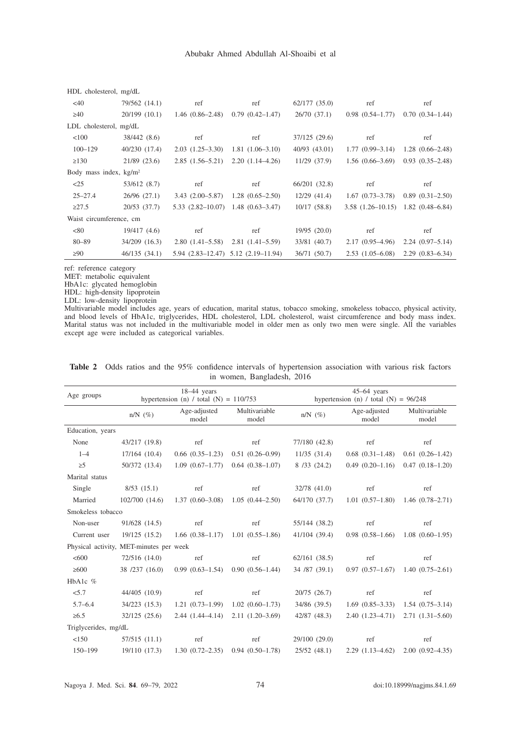| | | | | | | |
|---|---|---|---|---|---|---|
| HDL cholesterol, mg/dL | | | | | | |
| <40 | 79/562 (14.1) | ref | ref | 62/177 (35.0) | ref | ref |
| ≥40 | 20/199 (10.1) | 1.46 (0.86–2.48) | 0.79 (0.42–1.47) | 26/70 (37.1) | 0.98 (0.54–1.77) | 0.70 (0.34–1.44) |
| LDL cholesterol, mg/dL | | | | | | |
| <100 | 38/442 (8.6) | ref | ref | 37/125 (29.6) | ref | ref |
| 100–129 | 40/230 (17.4) | 2.03 (1.25–3.30) | 1.81 (1.06–3.10) | 40/93 (43.01) | 1.77 (0.99–3.14) | 1.28 (0.66–2.48) |
| ≥130 | 21/89 (23.6) | 2.85 (1.56–5.21) | 2.20 (1.14–4.26) | 11/29 (37.9) | 1.56 (0.66–3.69) | 0.93 (0.35–2.48) |
| Body mass index, kg/m² | | | | | | |
| <25 | 53/612 (8.7) | ref | ref | 66/201 (32.8) | ref | ref |
| 25–27.4 | 26/96 (27.1) | 3.43 (2.00–5.87) | 1.28 (0.65–2.50) | 12/29 (41.4) | 1.67 (0.73–3.78) | 0.89 (0.31–2.50) |
| ≥27.5 | 20/53 (37.7) | 5.33 (2.82–10.07) | 1.48 (0.63–3.47) | 10/17 (58.8) | 3.58 (1.26–10.15) | 1.82 (0.48–6.84) |
| Waist circumference, cm | | | | | | |
| <80 | 19/417 (4.6) | ref | ref | 19/95 (20.0) | ref | ref |
| 80–89 | 34/209 (16.3) | 2.80 (1.41–5.58) | 2.81 (1.41–5.59) | 33/81 (40.7) | 2.17 (0.95–4.96) | 2.24 (0.97–5.14) |
| ≥90 | 46/135 (34.1) | 5.94 (2.83–12.47) | 5.12 (2.19–11.94) | 36/71 (50.7) | 2.53 (1.05–6.08) | 2.29 (0.83–6.34) |

ref: reference category
MET: metabolic equivalent
HbA1c: glycated hemoglobin
HDL: high-density lipoprotein
LDL: low-density lipoprotein
Multivariable model includes age, years of education, marital status, tobacco smoking, smokeless tobacco, physical activity, and blood levels of HbA1c, triglycerides, HDL cholesterol, LDL cholesterol, waist circumference and body mass index. Marital status was not included in the multivariable model in older men as only two men were single. All the variables except age were included as categorical variables.

**Table 2** Odds ratios and the 95% confidence intervals of hypertension association with various risk factors in women, Bangladesh, 2016

| Age groups | 18–44 years hypertension (n) / total (N) = 110/753 | | | 45–64 years hypertension (n) / total (N) = 96/248 | | |
|---|---|---|---|---|---|---|
| | n/N (%) | Age-adjusted model | Multivariable model | n/N (%) | Age-adjusted model | Multivariable model |
| Education, years | | | | | | |
| None | 43/217 (19.8) | ref | ref | 77/180 (42.8) | ref | ref |
| 1–4 | 17/164 (10.4) | 0.66 (0.35–1.23) | 0.51 (0.26–0.99) | 11/35 (31.4) | 0.68 (0.31–1.48) | 0.61 (0.26–1.42) |
| ≥5 | 50/372 (13.4) | 1.09 (0.67–1.77) | 0.64 (0.38–1.07) | 8 /33 (24.2) | 0.49 (0.20–1.16) | 0.47 (0.18–1.20) |
| Marital status | | | | | | |
| Single | 8/53 (15.1) | ref | ref | 32/78 (41.0) | ref | ref |
| Married | 102/700 (14.6) | 1.37 (0.60–3.08) | 1.05 (0.44–2.50) | 64/170 (37.7) | 1.01 (0.57–1.80) | 1.46 (0.78–2.71) |
| Smokeless tobacco | | | | | | |
| Non-user | 91/628 (14.5) | ref | ref | 55/144 (38.2) | ref | ref |
| Current user | 19/125 (15.2) | 1.66 (0.38–1.17) | 1.01 (0.55–1.86) | 41/104 (39.4) | 0.98 (0.58–1.66) | 1.08 (0.60–1.95) |
| Physical activity, MET-minutes per week | | | | | | |
| <600 | 72/516 (14.0) | ref | ref | 62/161 (38.5) | ref | ref |
| ≥600 | 38 /237 (16.0) | 0.99 (0.63–1.54) | 0.90 (0.56–1.44) | 34 /87 (39.1) | 0.97 (0.57–1.67) | 1.40 (0.75–2.61) |
| HbA1c % | | | | | | |
| <5.7 | 44/405 (10.9) | ref | ref | 20/75 (26.7) | ref | ref |
| 5.7–6.4 | 34/223 (15.3) | 1.21 (0.73–1.99) | 1.02 (0.60–1.73) | 34/86 (39.5) | 1.69 (0.85–3.33) | 1.54 (0.75–3.14) |
| ≥6.5 | 32/125 (25.6) | 2.44 (1.44–4.14) | 2.11 (1.20–3.69) | 42/87 (48.3) | 2.40 (1.23–4.71) | 2.71 (1.31–5.60) |
| Triglycerides, mg/dL | | | | | | |
| <150 | 57/515 (11.1) | ref | ref | 29/100 (29.0) | ref | ref |
| 150–199 | 19/110 (17.3) | 1.30 (0.72–2.35) | 0.94 (0.50–1.78) | 25/52 (48.1) | 2.29 (1.13–4.62) | 2.00 (0.92–4.35) |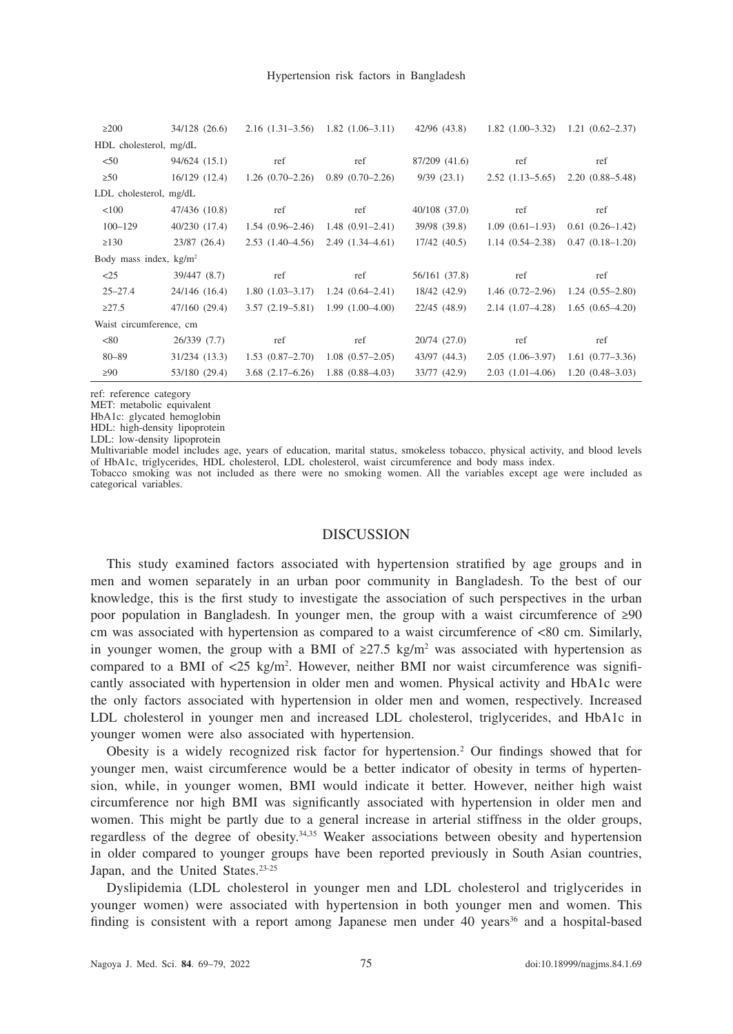| | | | | | | |
|---|---|---|---|---|---|---|
| ≥200 | 34/128 (26.6) | 2.16 (1.31–3.56) | 1.82 (1.06–3.11) | 42/96 (43.8) | 1.82 (1.00–3.32) | 1.21 (0.62–2.37) |
| HDL cholesterol, mg/dL | | | | | | |
| <50 | 94/624 (15.1) | ref | ref | 87/209 (41.6) | ref | ref |
| ≥50 | 16/129 (12.4) | 1.26 (0.70–2.26) | 0.89 (0.70–2.26) | 9/39 (23.1) | 2.52 (1.13–5.65) | 2.20 (0.88–5.48) |
| LDL cholesterol, mg/dL | | | | | | |
| <100 | 47/436 (10.8) | ref | ref | 40/108 (37.0) | ref | ref |
| 100–129 | 40/230 (17.4) | 1.54 (0.96–2.46) | 1.48 (0.91–2.41) | 39/98 (39.8) | 1.09 (0.61–1.93) | 0.61 (0.26–1.42) |
| ≥130 | 23/87 (26.4) | 2.53 (1.40–4.56) | 2.49 (1.34–4.61) | 17/42 (40.5) | 1.14 (0.54–2.38) | 0.47 (0.18–1.20) |
| Body mass index, kg/m$^2$ | | | | | | |
| <25 | 39/447 (8.7) | ref | ref | 56/161 (37.8) | ref | ref |
| 25–27.4 | 24/146 (16.4) | 1.80 (1.03–3.17) | 1.24 (0.64–2.41) | 18/42 (42.9) | 1.46 (0.72–2.96) | 1.24 (0.55–2.80) |
| ≥27.5 | 47/160 (29.4) | 3.57 (2.19–5.81) | 1.99 (1.00–4.00) | 22/45 (48.9) | 2.14 (1.07–4.28) | 1.65 (0.65–4.20) |
| Waist circumference, cm | | | | | | |
| <80 | 26/339 (7.7) | ref | ref | 20/74 (27.0) | ref | ref |
| 80–89 | 31/234 (13.3) | 1.53 (0.87–2.70) | 1.08 (0.57–2.05) | 43/97 (44.3) | 2.05 (1.06–3.97) | 1.61 (0.77–3.36) |
| ≥90 | 53/180 (29.4) | 3.68 (2.17–6.26) | 1.88 (0.88–4.03) | 33/77 (42.9) | 2.03 (1.01–4.06) | 1.20 (0.48–3.03) |

ref: reference category
MET: metabolic equivalent
HbA1c: glycated hemoglobin
HDL: high-density lipoprotein
LDL: low-density lipoprotein
Multivariable model includes age, years of education, marital status, smokeless tobacco, physical activity, and blood levels of HbA1c, triglycerides, HDL cholesterol, LDL cholesterol, waist circumference and body mass index.
Tobacco smoking was not included as there were no smoking women. All the variables except age were included as categorical variables.

## DISCUSSION

This study examined factors associated with hypertension stratified by age groups and in men and women separately in an urban poor community in Bangladesh. To the best of our knowledge, this is the first study to investigate the association of such perspectives in the urban poor population in Bangladesh. In younger men, the group with a waist circumference of ≥90 cm was associated with hypertension as compared to a waist circumference of <80 cm. Similarly, in younger women, the group with a BMI of ≥27.5 kg/m$^2$ was associated with hypertension as compared to a BMI of <25 kg/m$^2$. However, neither BMI nor waist circumference was significantly associated with hypertension in older men and women. Physical activity and HbA1c were the only factors associated with hypertension in older men and women, respectively. Increased LDL cholesterol in younger men and increased LDL cholesterol, triglycerides, and HbA1c in younger women were also associated with hypertension.

Obesity is a widely recognized risk factor for hypertension.[2] Our findings showed that for younger men, waist circumference would be a better indicator of obesity in terms of hypertension, while, in younger women, BMI would indicate it better. However, neither high waist circumference nor high BMI was significantly associated with hypertension in older men and women. This might be partly due to a general increase in arterial stiffness in the older groups, regardless of the degree of obesity.[34,35] Weaker associations between obesity and hypertension in older compared to younger groups have been reported previously in South Asian countries, Japan, and the United States.[23-25]

Dyslipidemia (LDL cholesterol in younger men and LDL cholesterol and triglycerides in younger women) were associated with hypertension in both younger men and women. This finding is consistent with a report among Japanese men under 40 years[36] and a hospital-based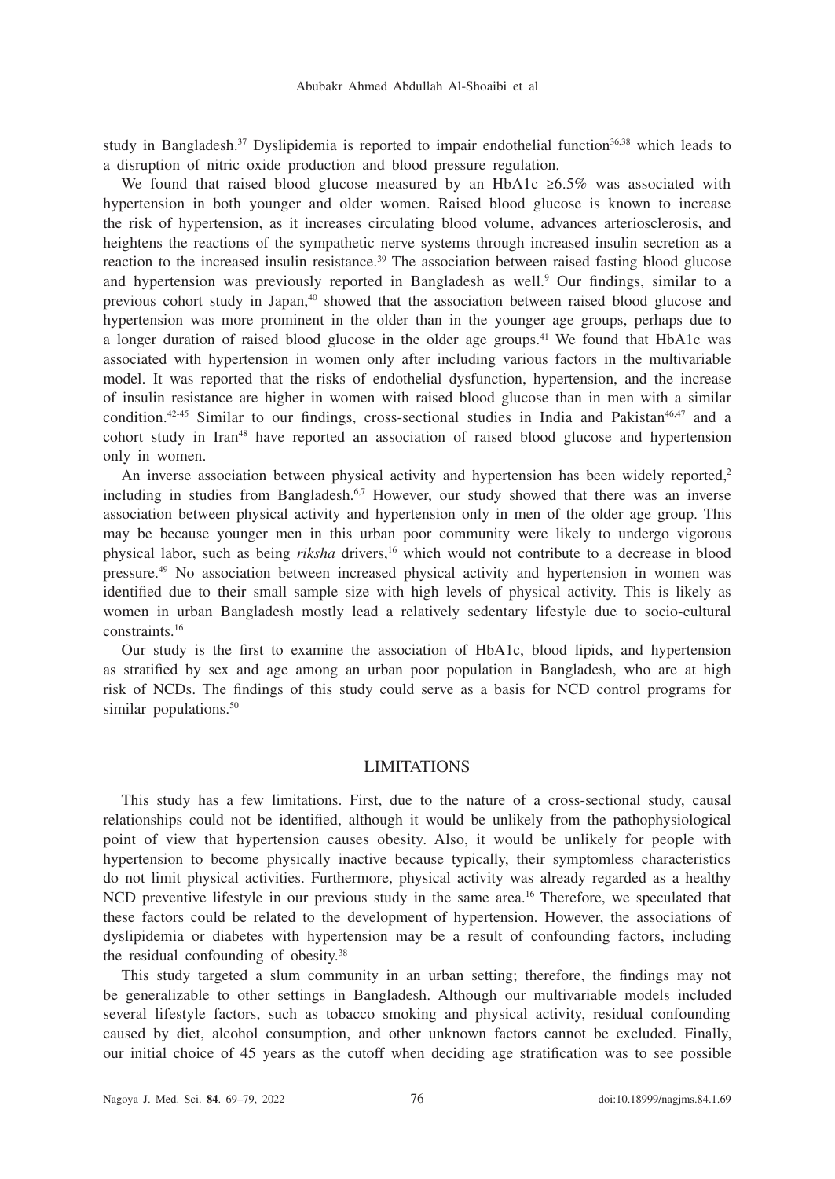study in Bangladesh.[37] Dyslipidemia is reported to impair endothelial function[36,38] which leads to a disruption of nitric oxide production and blood pressure regulation.

We found that raised blood glucose measured by an HbA1c ≥6.5% was associated with hypertension in both younger and older women. Raised blood glucose is known to increase the risk of hypertension, as it increases circulating blood volume, advances arteriosclerosis, and heightens the reactions of the sympathetic nerve systems through increased insulin secretion as a reaction to the increased insulin resistance.[39] The association between raised fasting blood glucose and hypertension was previously reported in Bangladesh as well.[9] Our findings, similar to a previous cohort study in Japan,[40] showed that the association between raised blood glucose and hypertension was more prominent in the older than in the younger age groups, perhaps due to a longer duration of raised blood glucose in the older age groups.[41] We found that HbA1c was associated with hypertension in women only after including various factors in the multivariable model. It was reported that the risks of endothelial dysfunction, hypertension, and the increase of insulin resistance are higher in women with raised blood glucose than in men with a similar condition.[42-45] Similar to our findings, cross-sectional studies in India and Pakistan[46,47] and a cohort study in Iran[48] have reported an association of raised blood glucose and hypertension only in women.

An inverse association between physical activity and hypertension has been widely reported,[2] including in studies from Bangladesh.[6,7] However, our study showed that there was an inverse association between physical activity and hypertension only in men of the older age group. This may be because younger men in this urban poor community were likely to undergo vigorous physical labor, such as being *riksha* drivers,[16] which would not contribute to a decrease in blood pressure.[49] No association between increased physical activity and hypertension in women was identified due to their small sample size with high levels of physical activity. This is likely as women in urban Bangladesh mostly lead a relatively sedentary lifestyle due to socio-cultural constraints.[16]

Our study is the first to examine the association of HbA1c, blood lipids, and hypertension as stratified by sex and age among an urban poor population in Bangladesh, who are at high risk of NCDs. The findings of this study could serve as a basis for NCD control programs for similar populations.[50]

## LIMITATIONS

This study has a few limitations. First, due to the nature of a cross-sectional study, causal relationships could not be identified, although it would be unlikely from the pathophysiological point of view that hypertension causes obesity. Also, it would be unlikely for people with hypertension to become physically inactive because typically, their symptomless characteristics do not limit physical activities. Furthermore, physical activity was already regarded as a healthy NCD preventive lifestyle in our previous study in the same area.[16] Therefore, we speculated that these factors could be related to the development of hypertension. However, the associations of dyslipidemia or diabetes with hypertension may be a result of confounding factors, including the residual confounding of obesity.[38]

This study targeted a slum community in an urban setting; therefore, the findings may not be generalizable to other settings in Bangladesh. Although our multivariable models included several lifestyle factors, such as tobacco smoking and physical activity, residual confounding caused by diet, alcohol consumption, and other unknown factors cannot be excluded. Finally, our initial choice of 45 years as the cutoff when deciding age stratification was to see possible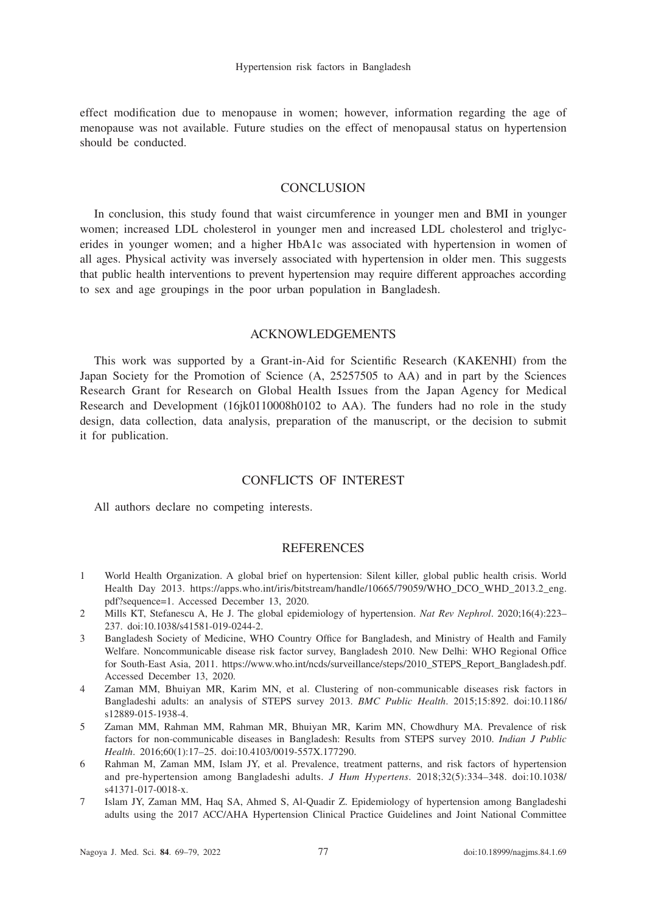effect modification due to menopause in women; however, information regarding the age of menopause was not available. Future studies on the effect of menopausal status on hypertension should be conducted.

## CONCLUSION

In conclusion, this study found that waist circumference in younger men and BMI in younger women; increased LDL cholesterol in younger men and increased LDL cholesterol and triglycerides in younger women; and a higher HbA1c was associated with hypertension in women of all ages. Physical activity was inversely associated with hypertension in older men. This suggests that public health interventions to prevent hypertension may require different approaches according to sex and age groupings in the poor urban population in Bangladesh.

## ACKNOWLEDGEMENTS

This work was supported by a Grant-in-Aid for Scientific Research (KAKENHI) from the Japan Society for the Promotion of Science (A, 25257505 to AA) and in part by the Sciences Research Grant for Research on Global Health Issues from the Japan Agency for Medical Research and Development (16jk0110008h0102 to AA). The funders had no role in the study design, data collection, data analysis, preparation of the manuscript, or the decision to submit it for publication.

## CONFLICTS OF INTEREST

All authors declare no competing interests.

## REFERENCES

1. World Health Organization. A global brief on hypertension: Silent killer, global public health crisis. World Health Day 2013. https://apps.who.int/iris/bitstream/handle/10665/79059/WHO_DCO_WHD_2013.2_eng.pdf?sequence=1. Accessed December 13, 2020.
2. Mills KT, Stefanescu A, He J. The global epidemiology of hypertension. *Nat Rev Nephrol*. 2020;16(4):223–237. doi:10.1038/s41581-019-0244-2.
3. Bangladesh Society of Medicine, WHO Country Office for Bangladesh, and Ministry of Health and Family Welfare. Noncommunicable disease risk factor survey, Bangladesh 2010. New Delhi: WHO Regional Office for South-East Asia, 2011. https://www.who.int/ncds/surveillance/steps/2010_STEPS_Report_Bangladesh.pdf. Accessed December 13, 2020.
4. Zaman MM, Bhuiyan MR, Karim MN, et al. Clustering of non-communicable diseases risk factors in Bangladeshi adults: an analysis of STEPS survey 2013. *BMC Public Health*. 2015;15:892. doi:10.1186/s12889-015-1938-4.
5. Zaman MM, Rahman MM, Rahman MR, Bhuiyan MR, Karim MN, Chowdhury MA. Prevalence of risk factors for non-communicable diseases in Bangladesh: Results from STEPS survey 2010. *Indian J Public Health*. 2016;60(1):17–25. doi:10.4103/0019-557X.177290.
6. Rahman M, Zaman MM, Islam JY, et al. Prevalence, treatment patterns, and risk factors of hypertension and pre-hypertension among Bangladeshi adults. *J Hum Hypertens*. 2018;32(5):334–348. doi:10.1038/s41371-017-0018-x.
7. Islam JY, Zaman MM, Haq SA, Ahmed S, Al-Quadir Z. Epidemiology of hypertension among Bangladeshi adults using the 2017 ACC/AHA Hypertension Clinical Practice Guidelines and Joint National Committee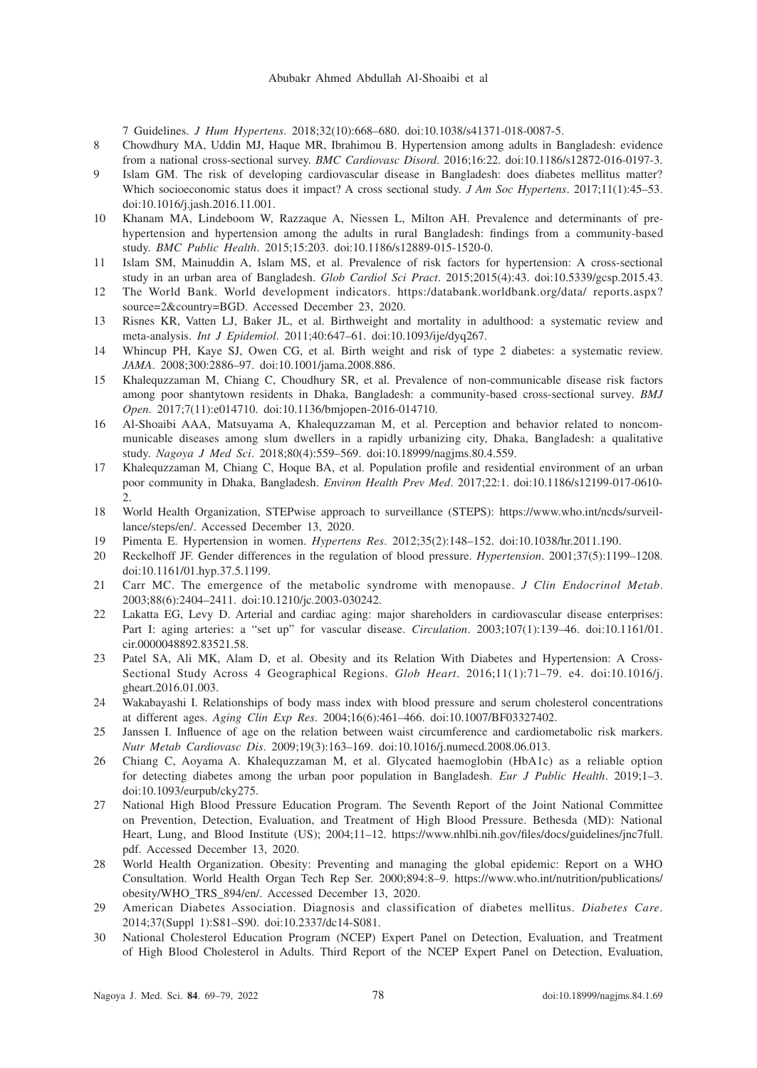7 Guidelines. *J Hum Hypertens*. 2018;32(10):668–680. doi:10.1038/s41371-018-0087-5.

8 Chowdhury MA, Uddin MJ, Haque MR, Ibrahimou B. Hypertension among adults in Bangladesh: evidence from a national cross-sectional survey. *BMC Cardiovasc Disord*. 2016;16:22. doi:10.1186/s12872-016-0197-3.

9 Islam GM. The risk of developing cardiovascular disease in Bangladesh: does diabetes mellitus matter? Which socioeconomic status does it impact? A cross sectional study. *J Am Soc Hypertens*. 2017;11(1):45–53. doi:10.1016/j.jash.2016.11.001.

10 Khanam MA, Lindeboom W, Razzaque A, Niessen L, Milton AH. Prevalence and determinants of prehypertension and hypertension among the adults in rural Bangladesh: findings from a community-based study. *BMC Public Health*. 2015;15:203. doi:10.1186/s12889-015-1520-0.

11 Islam SM, Mainuddin A, Islam MS, et al. Prevalence of risk factors for hypertension: A cross-sectional study in an urban area of Bangladesh. *Glob Cardiol Sci Pract*. 2015;2015(4):43. doi:10.5339/gcsp.2015.43.

12 The World Bank. World development indicators. https:/databank.worldbank.org/data/ reports.aspx?source=2&country=BGD. Accessed December 23, 2020.

13 Risnes KR, Vatten LJ, Baker JL, et al. Birthweight and mortality in adulthood: a systematic review and meta-analysis. *Int J Epidemiol*. 2011;40:647–61. doi:10.1093/ije/dyq267.

14 Whincup PH, Kaye SJ, Owen CG, et al. Birth weight and risk of type 2 diabetes: a systematic review. *JAMA*. 2008;300:2886–97. doi:10.1001/jama.2008.886.

15 Khalequzzaman M, Chiang C, Choudhury SR, et al. Prevalence of non-communicable disease risk factors among poor shantytown residents in Dhaka, Bangladesh: a community-based cross-sectional survey. *BMJ Open*. 2017;7(11):e014710. doi:10.1136/bmjopen-2016-014710.

16 Al-Shoaibi AAA, Matsuyama A, Khalequzzaman M, et al. Perception and behavior related to noncommunicable diseases among slum dwellers in a rapidly urbanizing city, Dhaka, Bangladesh: a qualitative study. *Nagoya J Med Sci*. 2018;80(4):559–569. doi:10.18999/nagjms.80.4.559.

17 Khalequzzaman M, Chiang C, Hoque BA, et al. Population profile and residential environment of an urban poor community in Dhaka, Bangladesh. *Environ Health Prev Med*. 2017;22:1. doi:10.1186/s12199-017-0610-2.

18 World Health Organization, STEPwise approach to surveillance (STEPS): https://www.who.int/ncds/surveillance/steps/en/. Accessed December 13, 2020.

19 Pimenta E. Hypertension in women. *Hypertens Res*. 2012;35(2):148–152. doi:10.1038/hr.2011.190.

20 Reckelhoff JF. Gender differences in the regulation of blood pressure. *Hypertension*. 2001;37(5):1199–1208. doi:10.1161/01.hyp.37.5.1199.

21 Carr MC. The emergence of the metabolic syndrome with menopause. *J Clin Endocrinol Metab*. 2003;88(6):2404–2411. doi:10.1210/jc.2003-030242.

22 Lakatta EG, Levy D. Arterial and cardiac aging: major shareholders in cardiovascular disease enterprises: Part I: aging arteries: a "set up" for vascular disease. *Circulation*. 2003;107(1):139–46. doi:10.1161/01.cir.0000048892.83521.58.

23 Patel SA, Ali MK, Alam D, et al. Obesity and its Relation With Diabetes and Hypertension: A Cross-Sectional Study Across 4 Geographical Regions. *Glob Heart*. 2016;11(1):71–79. e4. doi:10.1016/j.gheart.2016.01.003.

24 Wakabayashi I. Relationships of body mass index with blood pressure and serum cholesterol concentrations at different ages. *Aging Clin Exp Res*. 2004;16(6):461–466. doi:10.1007/BF03327402.

25 Janssen I. Influence of age on the relation between waist circumference and cardiometabolic risk markers. *Nutr Metab Cardiovasc Dis*. 2009;19(3):163–169. doi:10.1016/j.numecd.2008.06.013.

26 Chiang C, Aoyama A. Khalequzzaman M, et al. Glycated haemoglobin (HbA1c) as a reliable option for detecting diabetes among the urban poor population in Bangladesh. *Eur J Public Health*. 2019;1–3. doi:10.1093/eurpub/cky275.

27 National High Blood Pressure Education Program. The Seventh Report of the Joint National Committee on Prevention, Detection, Evaluation, and Treatment of High Blood Pressure. Bethesda (MD): National Heart, Lung, and Blood Institute (US); 2004;11–12. https://www.nhlbi.nih.gov/files/docs/guidelines/jnc7full.pdf. Accessed December 13, 2020.

28 World Health Organization. Obesity: Preventing and managing the global epidemic: Report on a WHO Consultation. World Health Organ Tech Rep Ser. 2000;894:8–9. https://www.who.int/nutrition/publications/obesity/WHO_TRS_894/en/. Accessed December 13, 2020.

29 American Diabetes Association. Diagnosis and classification of diabetes mellitus. *Diabetes Care*. 2014;37(Suppl 1):S81–S90. doi:10.2337/dc14-S081.

30 National Cholesterol Education Program (NCEP) Expert Panel on Detection, Evaluation, and Treatment of High Blood Cholesterol in Adults. Third Report of the NCEP Expert Panel on Detection, Evaluation,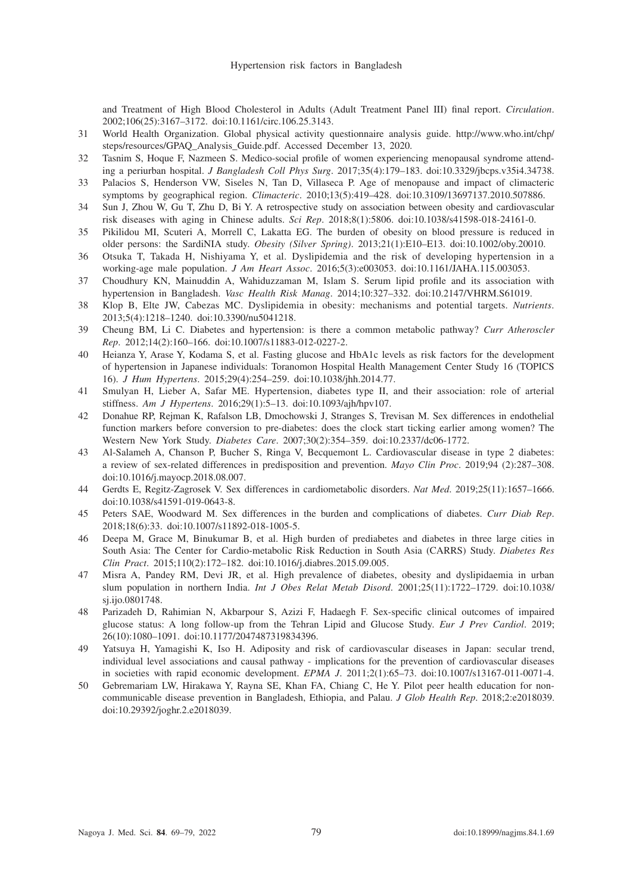and Treatment of High Blood Cholesterol in Adults (Adult Treatment Panel III) final report. *Circulation*. 2002;106(25):3167–3172. doi:10.1161/circ.106.25.3143.

31 World Health Organization. Global physical activity questionnaire analysis guide. http://www.who.int/chp/steps/resources/GPAQ_Analysis_Guide.pdf. Accessed December 13, 2020.

32 Tasnim S, Hoque F, Nazmeen S. Medico-social profile of women experiencing menopausal syndrome attending a periurban hospital. *J Bangladesh Coll Phys Surg*. 2017;35(4):179–183. doi:10.3329/jbcps.v35i4.34738.

33 Palacios S, Henderson VW, Siseles N, Tan D, Villaseca P. Age of menopause and impact of climacteric symptoms by geographical region. *Climacteric*. 2010;13(5):419–428. doi:10.3109/13697137.2010.507886.

34 Sun J, Zhou W, Gu T, Zhu D, Bi Y. A retrospective study on association between obesity and cardiovascular risk diseases with aging in Chinese adults. *Sci Rep*. 2018;8(1):5806. doi:10.1038/s41598-018-24161-0.

35 Pikilidou MI, Scuteri A, Morrell C, Lakatta EG. The burden of obesity on blood pressure is reduced in older persons: the SardiNIA study. *Obesity (Silver Spring)*. 2013;21(1):E10–E13. doi:10.1002/oby.20010.

36 Otsuka T, Takada H, Nishiyama Y, et al. Dyslipidemia and the risk of developing hypertension in a working-age male population. *J Am Heart Assoc*. 2016;5(3):e003053. doi:10.1161/JAHA.115.003053.

37 Choudhury KN, Mainuddin A, Wahiduzzaman M, Islam S. Serum lipid profile and its association with hypertension in Bangladesh. *Vasc Health Risk Manag*. 2014;10:327–332. doi:10.2147/VHRM.S61019.

38 Klop B, Elte JW, Cabezas MC. Dyslipidemia in obesity: mechanisms and potential targets. *Nutrients*. 2013;5(4):1218–1240. doi:10.3390/nu5041218.

39 Cheung BM, Li C. Diabetes and hypertension: is there a common metabolic pathway? *Curr Atheroscler Rep*. 2012;14(2):160–166. doi:10.1007/s11883-012-0227-2.

40 Heianza Y, Arase Y, Kodama S, et al. Fasting glucose and HbA1c levels as risk factors for the development of hypertension in Japanese individuals: Toranomon Hospital Health Management Center Study 16 (TOPICS 16). *J Hum Hypertens*. 2015;29(4):254–259. doi:10.1038/jhh.2014.77.

41 Smulyan H, Lieber A, Safar ME. Hypertension, diabetes type II, and their association: role of arterial stiffness. *Am J Hypertens*. 2016;29(1):5–13. doi:10.1093/ajh/hpv107.

42 Donahue RP, Rejman K, Rafalson LB, Dmochowski J, Stranges S, Trevisan M. Sex differences in endothelial function markers before conversion to pre-diabetes: does the clock start ticking earlier among women? The Western New York Study. *Diabetes Care*. 2007;30(2):354–359. doi:10.2337/dc06-1772.

43 Al-Salameh A, Chanson P, Bucher S, Ringa V, Becquemont L. Cardiovascular disease in type 2 diabetes: a review of sex-related differences in predisposition and prevention. *Mayo Clin Proc*. 2019;94 (2):287–308. doi:10.1016/j.mayocp.2018.08.007.

44 Gerdts E, Regitz-Zagrosek V. Sex differences in cardiometabolic disorders. *Nat Med*. 2019;25(11):1657–1666. doi:10.1038/s41591-019-0643-8.

45 Peters SAE, Woodward M. Sex differences in the burden and complications of diabetes. *Curr Diab Rep*. 2018;18(6):33. doi:10.1007/s11892-018-1005-5.

46 Deepa M, Grace M, Binukumar B, et al. High burden of prediabetes and diabetes in three large cities in South Asia: The Center for Cardio-metabolic Risk Reduction in South Asia (CARRS) Study. *Diabetes Res Clin Pract*. 2015;110(2):172–182. doi:10.1016/j.diabres.2015.09.005.

47 Misra A, Pandey RM, Devi JR, et al. High prevalence of diabetes, obesity and dyslipidaemia in urban slum population in northern India. *Int J Obes Relat Metab Disord*. 2001;25(11):1722–1729. doi:10.1038/sj.ijo.0801748.

48 Parizadeh D, Rahimian N, Akbarpour S, Azizi F, Hadaegh F. Sex-specific clinical outcomes of impaired glucose status: A long follow-up from the Tehran Lipid and Glucose Study. *Eur J Prev Cardiol*. 2019; 26(10):1080–1091. doi:10.1177/2047487319834396.

49 Yatsuya H, Yamagishi K, Iso H. Adiposity and risk of cardiovascular diseases in Japan: secular trend, individual level associations and causal pathway - implications for the prevention of cardiovascular diseases in societies with rapid economic development. *EPMA J*. 2011;2(1):65–73. doi:10.1007/s13167-011-0071-4.

50 Gebremariam LW, Hirakawa Y, Rayna SE, Khan FA, Chiang C, He Y. Pilot peer health education for non-communicable disease prevention in Bangladesh, Ethiopia, and Palau. *J Glob Health Rep*. 2018;2:e2018039. doi:10.29392/joghr.2.e2018039.